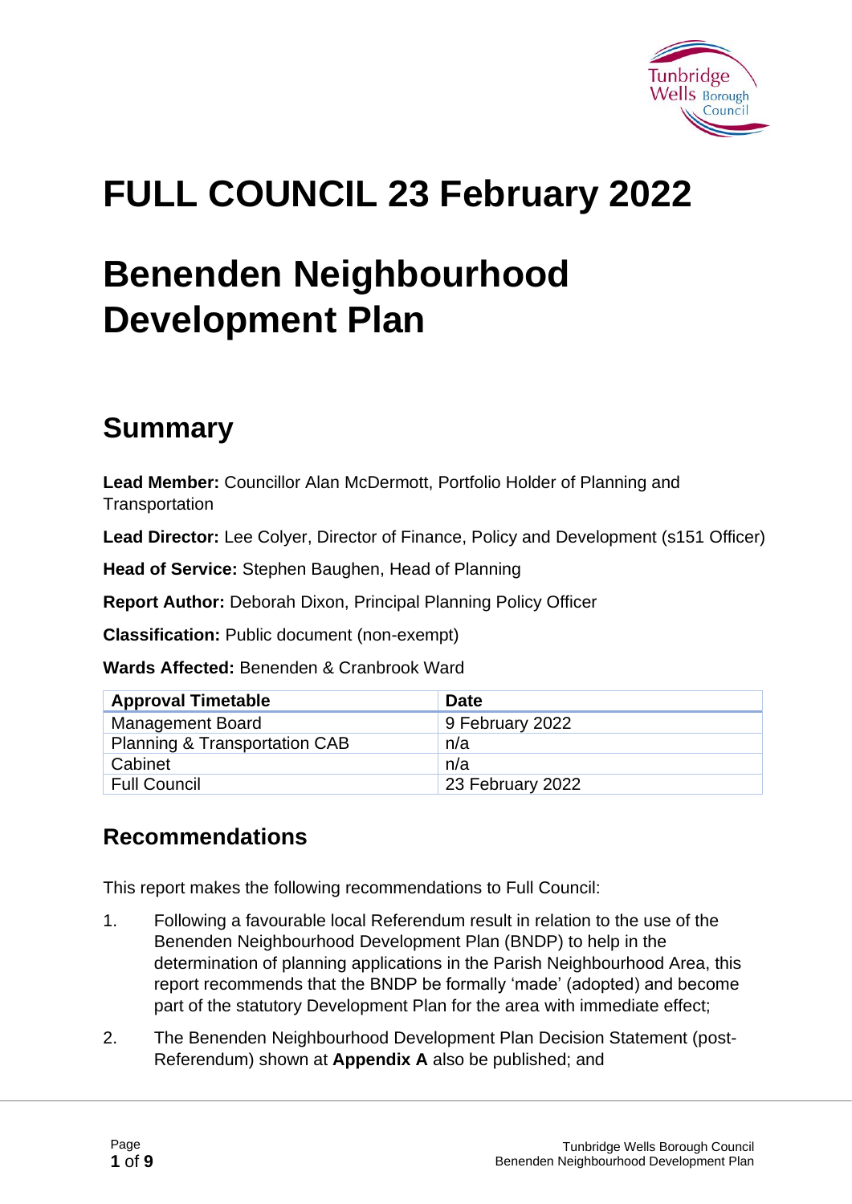# FULL COUNCIL 23 February 2022

# Benenden Neighbourhood Development Plan

## Summary

**Lead Member:** Councillor Alan McDermott, Portfolio Holder of Planning and Transportation

**Lead Director:** Lee Colyer, Director of Finance, Policy and Development (s151 Officer)

**Head of Service:** Stephen Baughen, Head of Planning

**Report Author:** Deborah Dixon, Principal Planning Policy Officer

**Classification:** Public document (non-exempt)

**Wards Affected:** Benenden & Cranbrook Ward

| Approval Timetable | Date |
|---|---|
| Management Board | 9 February 2022 |
| Planning & Transportation CAB | n/a |
| Cabinet | n/a |
| Full Council | 23 February 2022 |

## Recommendations

This report makes the following recommendations to Full Council:

1. Following a favourable local Referendum result in relation to the use of the Benenden Neighbourhood Development Plan (BNDP) to help in the determination of planning applications in the Parish Neighbourhood Area, this report recommends that the BNDP be formally 'made' (adopted) and become part of the statutory Development Plan for the area with immediate effect;

2. The Benenden Neighbourhood Development Plan Decision Statement (post-Referendum) shown at **Appendix A** also be published; and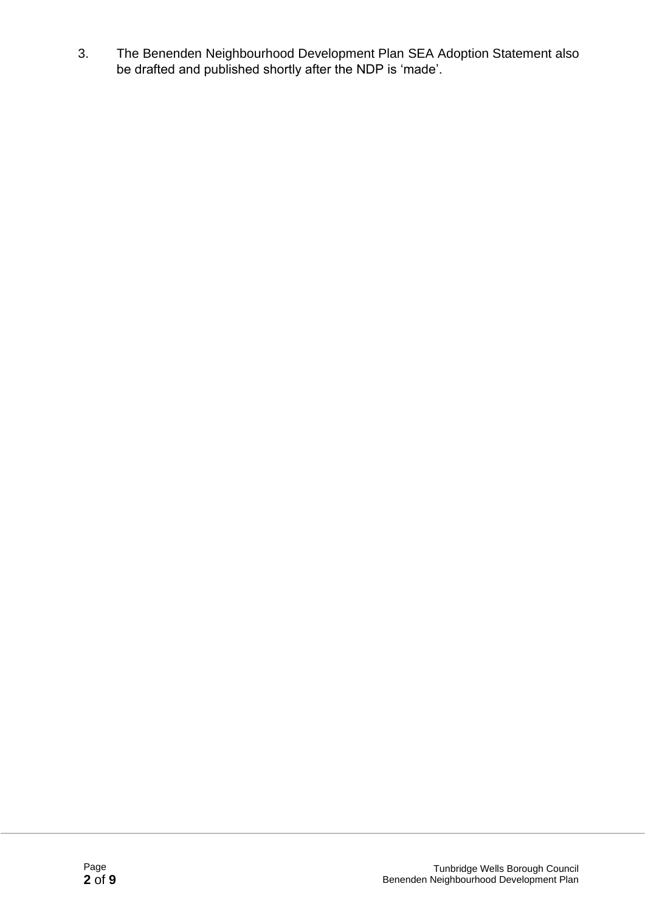3. The Benenden Neighbourhood Development Plan SEA Adoption Statement also be drafted and published shortly after the NDP is 'made'.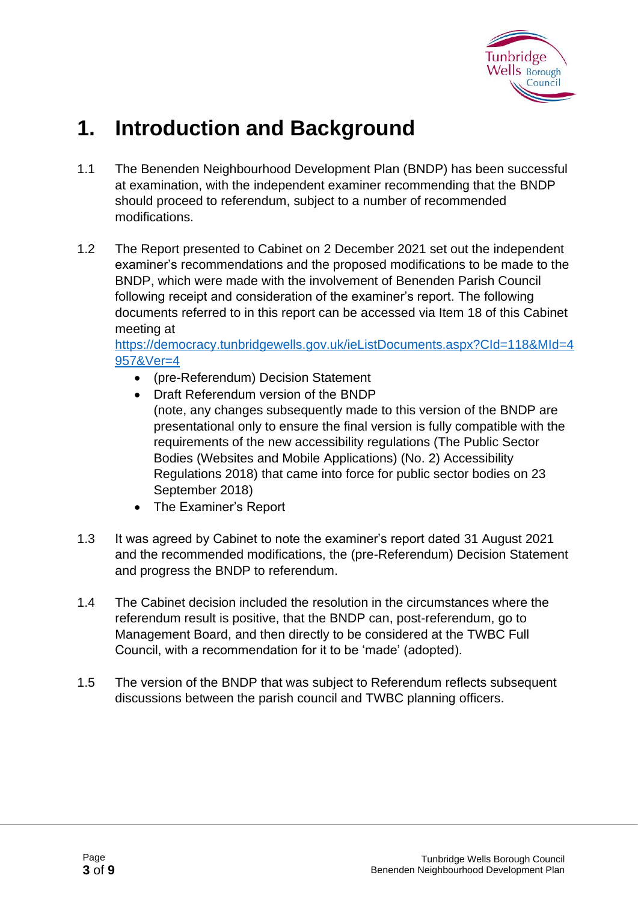# 1. Introduction and Background

1.1 The Benenden Neighbourhood Development Plan (BNDP) has been successful at examination, with the independent examiner recommending that the BNDP should proceed to referendum, subject to a number of recommended modifications.

1.2 The Report presented to Cabinet on 2 December 2021 set out the independent examiner's recommendations and the proposed modifications to be made to the BNDP, which were made with the involvement of Benenden Parish Council following receipt and consideration of the examiner's report. The following documents referred to in this report can be accessed via Item 18 of this Cabinet meeting at https://democracy.tunbridgewells.gov.uk/ieListDocuments.aspx?CId=118&MId=4957&Ver=4

- (pre-Referendum) Decision Statement
- Draft Referendum version of the BNDP (note, any changes subsequently made to this version of the BNDP are presentational only to ensure the final version is fully compatible with the requirements of the new accessibility regulations (The Public Sector Bodies (Websites and Mobile Applications) (No. 2) Accessibility Regulations 2018) that came into force for public sector bodies on 23 September 2018)
- The Examiner's Report

1.3 It was agreed by Cabinet to note the examiner's report dated 31 August 2021 and the recommended modifications, the (pre-Referendum) Decision Statement and progress the BNDP to referendum.

1.4 The Cabinet decision included the resolution in the circumstances where the referendum result is positive, that the BNDP can, post-referendum, go to Management Board, and then directly to be considered at the TWBC Full Council, with a recommendation for it to be 'made' (adopted).

1.5 The version of the BNDP that was subject to Referendum reflects subsequent discussions between the parish council and TWBC planning officers.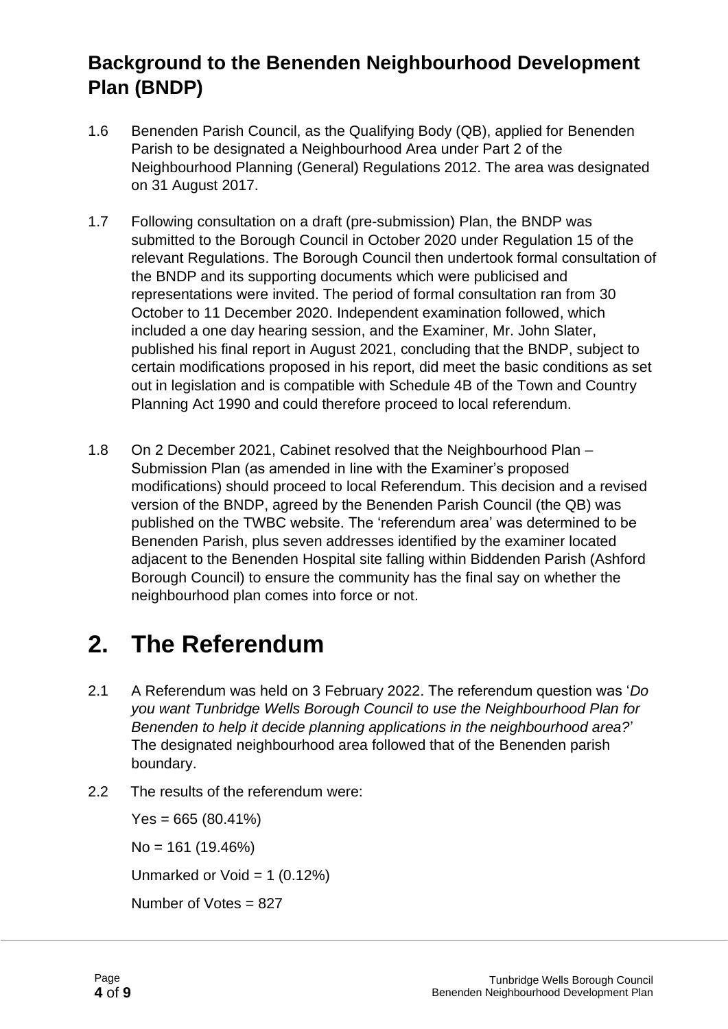## Background to the Benenden Neighbourhood Development Plan (BNDP)

1.6 Benenden Parish Council, as the Qualifying Body (QB), applied for Benenden Parish to be designated a Neighbourhood Area under Part 2 of the Neighbourhood Planning (General) Regulations 2012. The area was designated on 31 August 2017.

1.7 Following consultation on a draft (pre-submission) Plan, the BNDP was submitted to the Borough Council in October 2020 under Regulation 15 of the relevant Regulations. The Borough Council then undertook formal consultation of the BNDP and its supporting documents which were publicised and representations were invited. The period of formal consultation ran from 30 October to 11 December 2020. Independent examination followed, which included a one day hearing session, and the Examiner, Mr. John Slater, published his final report in August 2021, concluding that the BNDP, subject to certain modifications proposed in his report, did meet the basic conditions as set out in legislation and is compatible with Schedule 4B of the Town and Country Planning Act 1990 and could therefore proceed to local referendum.

1.8 On 2 December 2021, Cabinet resolved that the Neighbourhood Plan – Submission Plan (as amended in line with the Examiner's proposed modifications) should proceed to local Referendum. This decision and a revised version of the BNDP, agreed by the Benenden Parish Council (the QB) was published on the TWBC website. The 'referendum area' was determined to be Benenden Parish, plus seven addresses identified by the examiner located adjacent to the Benenden Hospital site falling within Biddenden Parish (Ashford Borough Council) to ensure the community has the final say on whether the neighbourhood plan comes into force or not.

# 2. The Referendum

2.1 A Referendum was held on 3 February 2022. The referendum question was '*Do you want Tunbridge Wells Borough Council to use the Neighbourhood Plan for Benenden to help it decide planning applications in the neighbourhood area?*' The designated neighbourhood area followed that of the Benenden parish boundary.

2.2 The results of the referendum were:

Yes = 665 (80.41%)

No = 161 (19.46%)

Unmarked or Void = 1 (0.12%)

Number of Votes = 827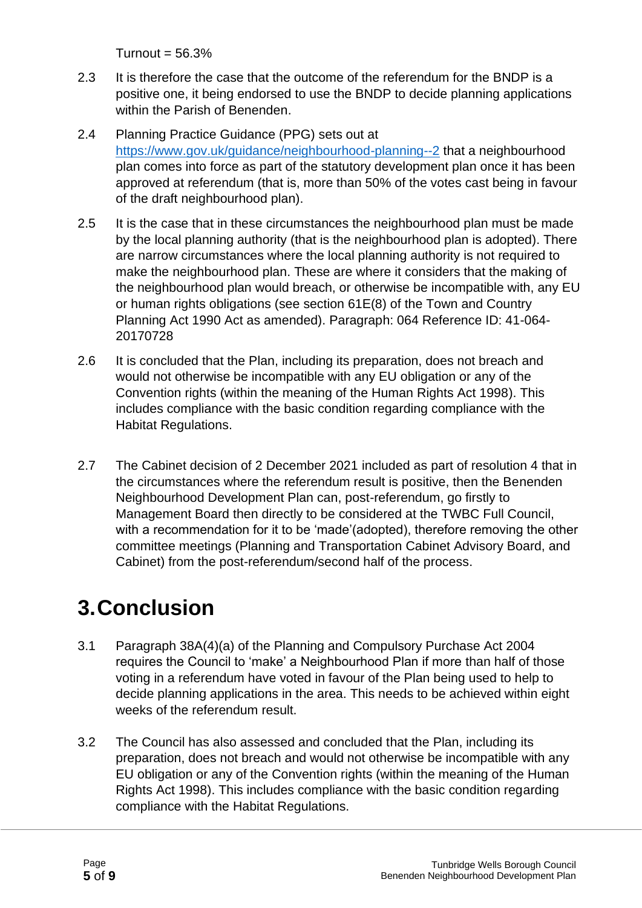Turnout = 56.3%

2.3 It is therefore the case that the outcome of the referendum for the BNDP is a positive one, it being endorsed to use the BNDP to decide planning applications within the Parish of Benenden.

2.4 Planning Practice Guidance (PPG) sets out at [https://www.gov.uk/guidance/neighbourhood-planning--2](https://www.gov.uk/guidance/neighbourhood-planning--2) that a neighbourhood plan comes into force as part of the statutory development plan once it has been approved at referendum (that is, more than 50% of the votes cast being in favour of the draft neighbourhood plan).

2.5 It is the case that in these circumstances the neighbourhood plan must be made by the local planning authority (that is the neighbourhood plan is adopted). There are narrow circumstances where the local planning authority is not required to make the neighbourhood plan. These are where it considers that the making of the neighbourhood plan would breach, or otherwise be incompatible with, any EU or human rights obligations (see section 61E(8) of the Town and Country Planning Act 1990 Act as amended). Paragraph: 064 Reference ID: 41-064-20170728

2.6 It is concluded that the Plan, including its preparation, does not breach and would not otherwise be incompatible with any EU obligation or any of the Convention rights (within the meaning of the Human Rights Act 1998). This includes compliance with the basic condition regarding compliance with the Habitat Regulations.

2.7 The Cabinet decision of 2 December 2021 included as part of resolution 4 that in the circumstances where the referendum result is positive, then the Benenden Neighbourhood Development Plan can, post-referendum, go firstly to Management Board then directly to be considered at the TWBC Full Council, with a recommendation for it to be 'made'(adopted), therefore removing the other committee meetings (Planning and Transportation Cabinet Advisory Board, and Cabinet) from the post-referendum/second half of the process.

# 3. Conclusion

3.1 Paragraph 38A(4)(a) of the Planning and Compulsory Purchase Act 2004 requires the Council to 'make' a Neighbourhood Plan if more than half of those voting in a referendum have voted in favour of the Plan being used to help to decide planning applications in the area. This needs to be achieved within eight weeks of the referendum result.

3.2 The Council has also assessed and concluded that the Plan, including its preparation, does not breach and would not otherwise be incompatible with any EU obligation or any of the Convention rights (within the meaning of the Human Rights Act 1998). This includes compliance with the basic condition regarding compliance with the Habitat Regulations.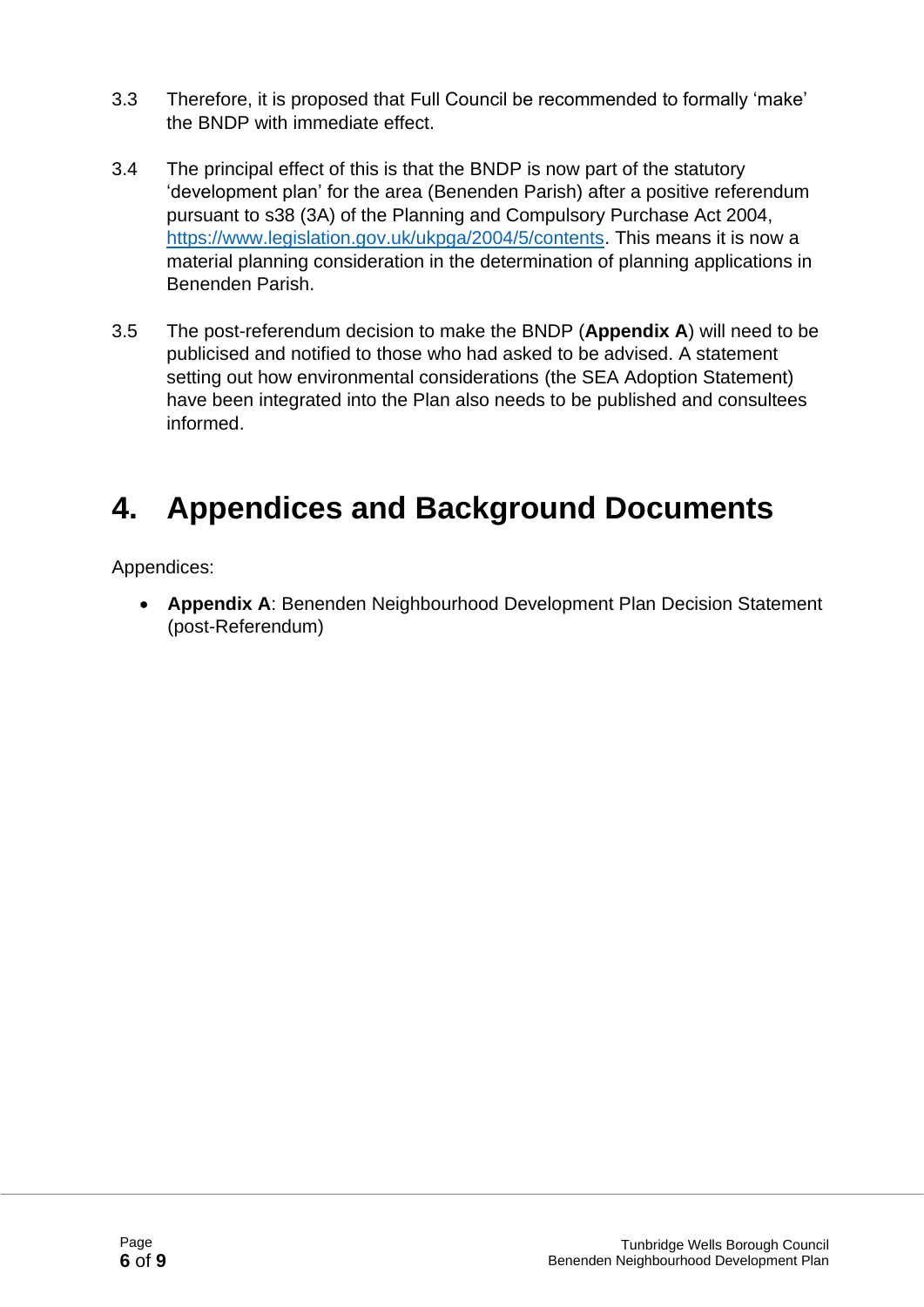3.3 Therefore, it is proposed that Full Council be recommended to formally 'make' the BNDP with immediate effect.

3.4 The principal effect of this is that the BNDP is now part of the statutory 'development plan' for the area (Benenden Parish) after a positive referendum pursuant to s38 (3A) of the Planning and Compulsory Purchase Act 2004, [https://www.legislation.gov.uk/ukpga/2004/5/contents](https://www.legislation.gov.uk/ukpga/2004/5/contents). This means it is now a material planning consideration in the determination of planning applications in Benenden Parish.

3.5 The post-referendum decision to make the BNDP (**Appendix A**) will need to be publicised and notified to those who had asked to be advised. A statement setting out how environmental considerations (the SEA Adoption Statement) have been integrated into the Plan also needs to be published and consultees informed.

# 4. Appendices and Background Documents

Appendices:

- **Appendix A**: Benenden Neighbourhood Development Plan Decision Statement (post-Referendum)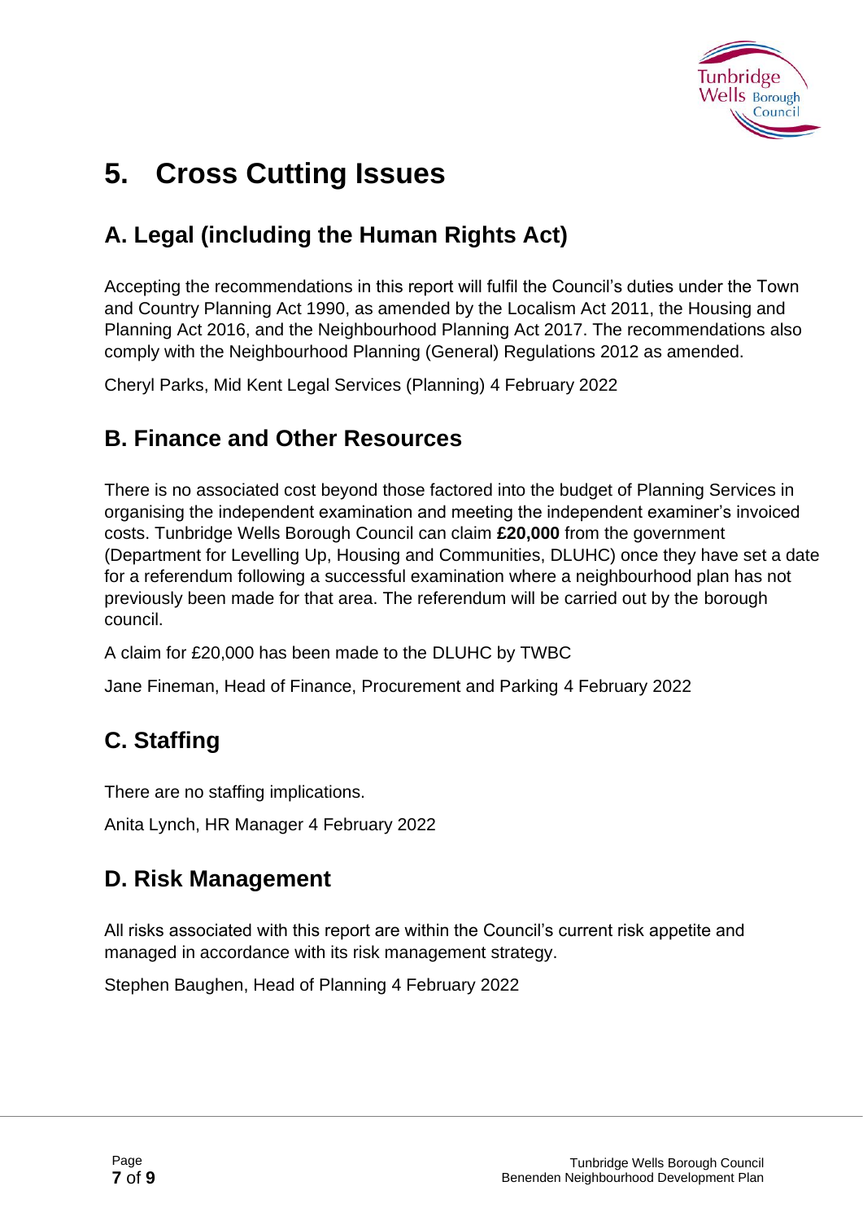# 5. Cross Cutting Issues

## A. Legal (including the Human Rights Act)

Accepting the recommendations in this report will fulfil the Council's duties under the Town and Country Planning Act 1990, as amended by the Localism Act 2011, the Housing and Planning Act 2016, and the Neighbourhood Planning Act 2017. The recommendations also comply with the Neighbourhood Planning (General) Regulations 2012 as amended.

Cheryl Parks, Mid Kent Legal Services (Planning) 4 February 2022

## B. Finance and Other Resources

There is no associated cost beyond those factored into the budget of Planning Services in organising the independent examination and meeting the independent examiner's invoiced costs. Tunbridge Wells Borough Council can claim **£20,000** from the government (Department for Levelling Up, Housing and Communities, DLUHC) once they have set a date for a referendum following a successful examination where a neighbourhood plan has not previously been made for that area. The referendum will be carried out by the borough council.

A claim for £20,000 has been made to the DLUHC by TWBC

Jane Fineman, Head of Finance, Procurement and Parking 4 February 2022

## C. Staffing

There are no staffing implications.

Anita Lynch, HR Manager 4 February 2022

## D. Risk Management

All risks associated with this report are within the Council's current risk appetite and managed in accordance with its risk management strategy.

Stephen Baughen, Head of Planning 4 February 2022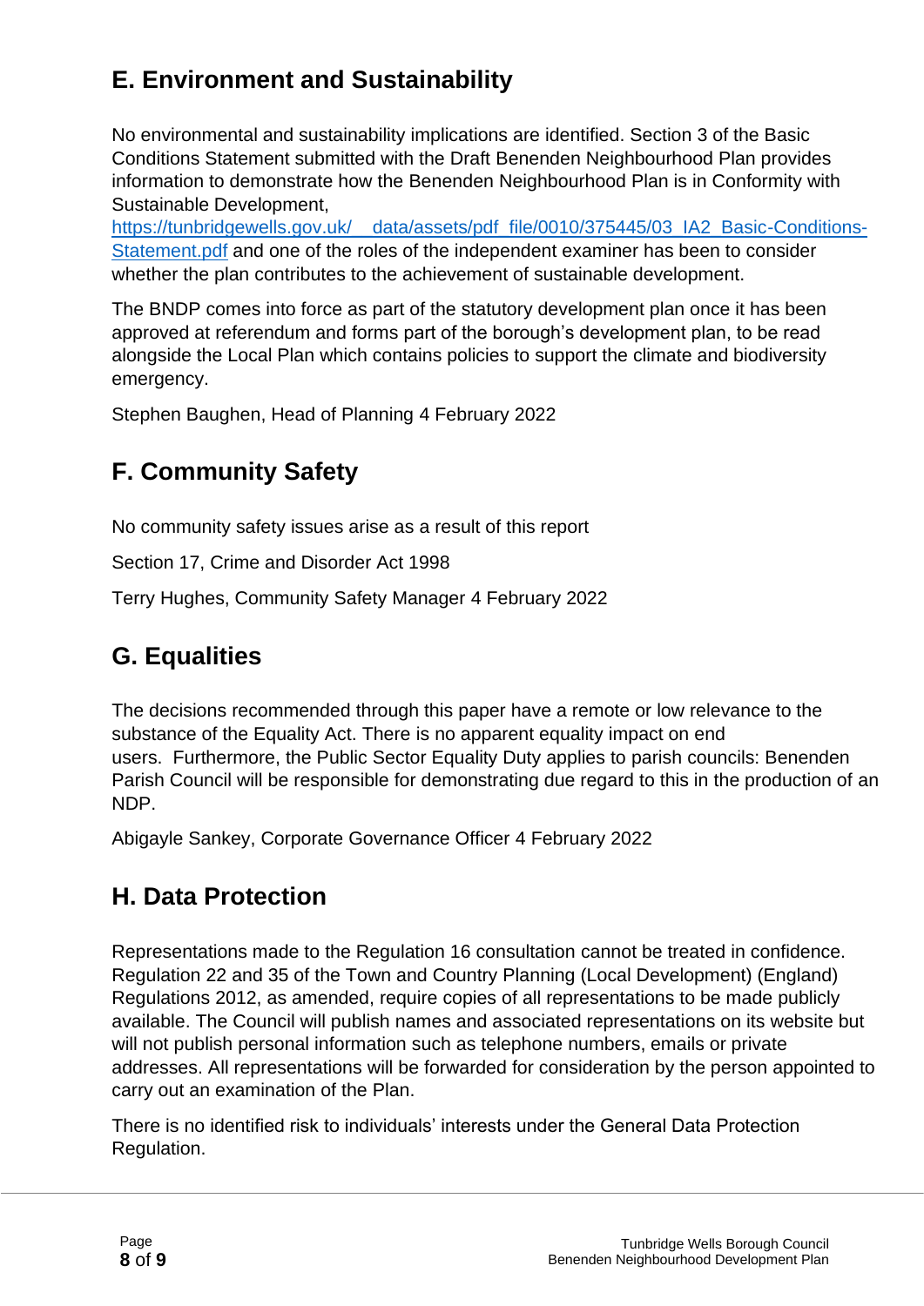## E. Environment and Sustainability

No environmental and sustainability implications are identified. Section 3 of the Basic Conditions Statement submitted with the Draft Benenden Neighbourhood Plan provides information to demonstrate how the Benenden Neighbourhood Plan is in Conformity with Sustainable Development, [https://tunbridgewells.gov.uk/__data/assets/pdf_file/0010/375445/03_IA2_Basic-Conditions-Statement.pdf](https://tunbridgewells.gov.uk/__data/assets/pdf_file/0010/375445/03_IA2_Basic-Conditions-Statement.pdf) and one of the roles of the independent examiner has been to consider whether the plan contributes to the achievement of sustainable development.

The BNDP comes into force as part of the statutory development plan once it has been approved at referendum and forms part of the borough's development plan, to be read alongside the Local Plan which contains policies to support the climate and biodiversity emergency.

Stephen Baughen, Head of Planning 4 February 2022

## F. Community Safety

No community safety issues arise as a result of this report

Section 17, Crime and Disorder Act 1998

Terry Hughes, Community Safety Manager 4 February 2022

## G. Equalities

The decisions recommended through this paper have a remote or low relevance to the substance of the Equality Act. There is no apparent equality impact on end users. Furthermore, the Public Sector Equality Duty applies to parish councils: Benenden Parish Council will be responsible for demonstrating due regard to this in the production of an NDP.

Abigayle Sankey, Corporate Governance Officer 4 February 2022

## H. Data Protection

Representations made to the Regulation 16 consultation cannot be treated in confidence. Regulation 22 and 35 of the Town and Country Planning (Local Development) (England) Regulations 2012, as amended, require copies of all representations to be made publicly available. The Council will publish names and associated representations on its website but will not publish personal information such as telephone numbers, emails or private addresses. All representations will be forwarded for consideration by the person appointed to carry out an examination of the Plan.

There is no identified risk to individuals' interests under the General Data Protection Regulation.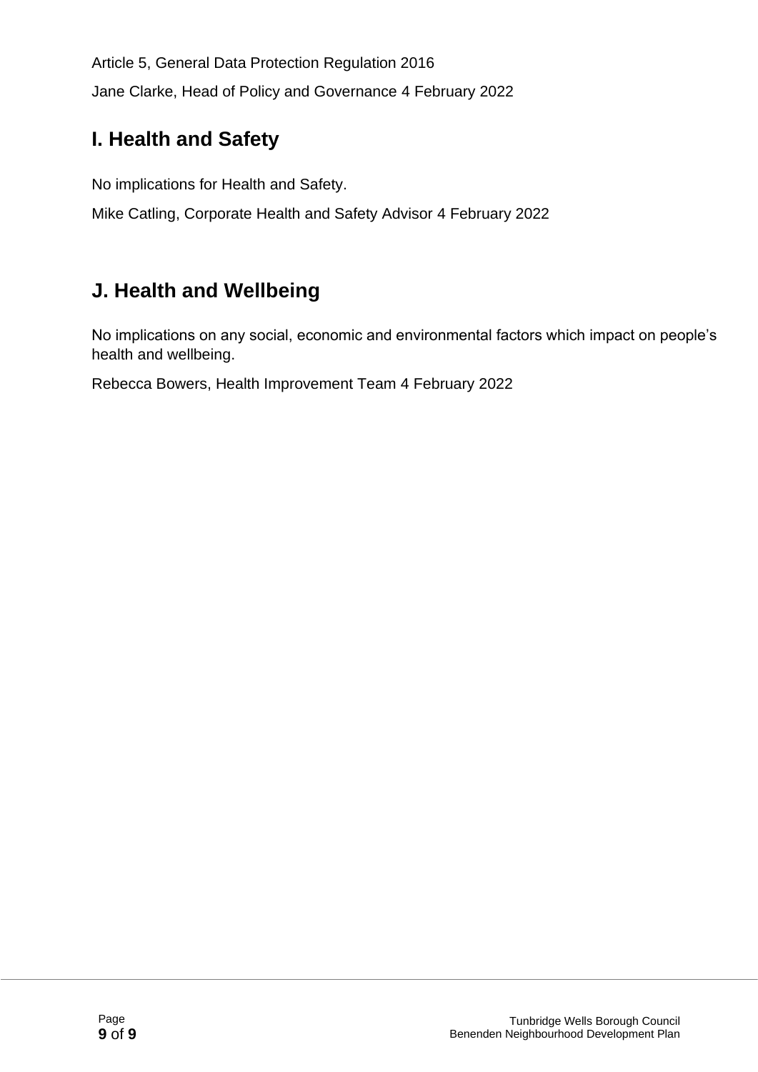Article 5, General Data Protection Regulation 2016

Jane Clarke, Head of Policy and Governance 4 February 2022

## I. Health and Safety

No implications for Health and Safety.

Mike Catling, Corporate Health and Safety Advisor 4 February 2022

## J. Health and Wellbeing

No implications on any social, economic and environmental factors which impact on people's health and wellbeing.

Rebecca Bowers, Health Improvement Team 4 February 2022